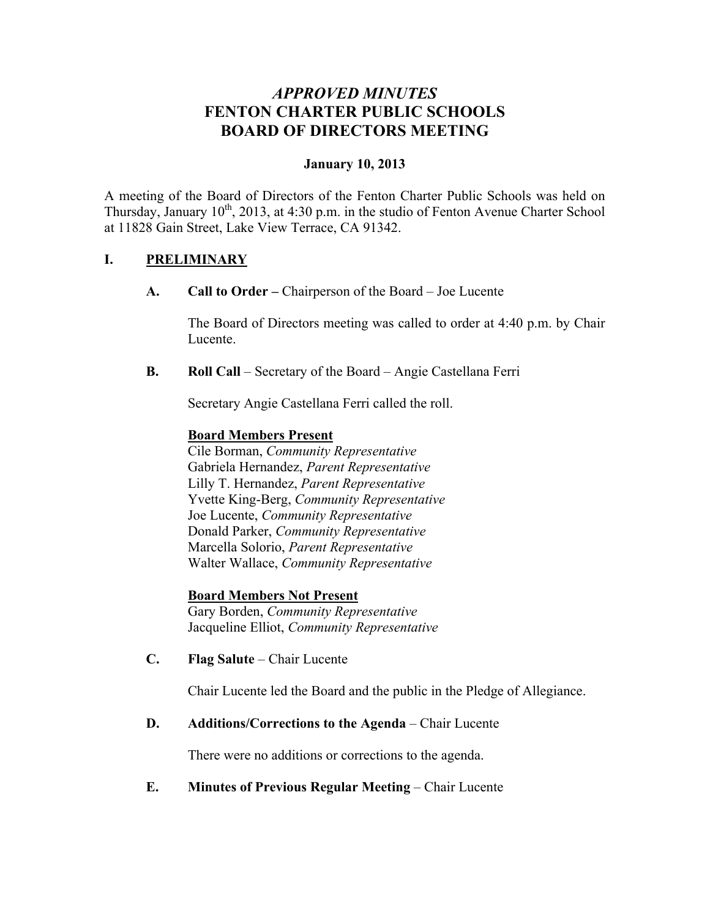# *APPROVED MINUTES*
# FENTON CHARTER PUBLIC SCHOOLS
# BOARD OF DIRECTORS MEETING

**January 10, 2013**

A meeting of the Board of Directors of the Fenton Charter Public Schools was held on Thursday, January 10th, 2013, at 4:30 p.m. in the studio of Fenton Avenue Charter School at 11828 Gain Street, Lake View Terrace, CA 91342.

## I. PRELIMINARY

**A. Call to Order –** Chairperson of the Board – Joe Lucente

The Board of Directors meeting was called to order at 4:40 p.m. by Chair Lucente.

**B. Roll Call** – Secretary of the Board – Angie Castellana Ferri

Secretary Angie Castellana Ferri called the roll.

**Board Members Present**

Cile Borman, *Community Representative*
Gabriela Hernandez, *Parent Representative*
Lilly T. Hernandez, *Parent Representative*
Yvette King-Berg, *Community Representative*
Joe Lucente, *Community Representative*
Donald Parker, *Community Representative*
Marcella Solorio, *Parent Representative*
Walter Wallace, *Community Representative*

**Board Members Not Present**

Gary Borden, *Community Representative*
Jacqueline Elliot, *Community Representative*

**C. Flag Salute** – Chair Lucente

Chair Lucente led the Board and the public in the Pledge of Allegiance.

**D. Additions/Corrections to the Agenda** – Chair Lucente

There were no additions or corrections to the agenda.

**E. Minutes of Previous Regular Meeting** – Chair Lucente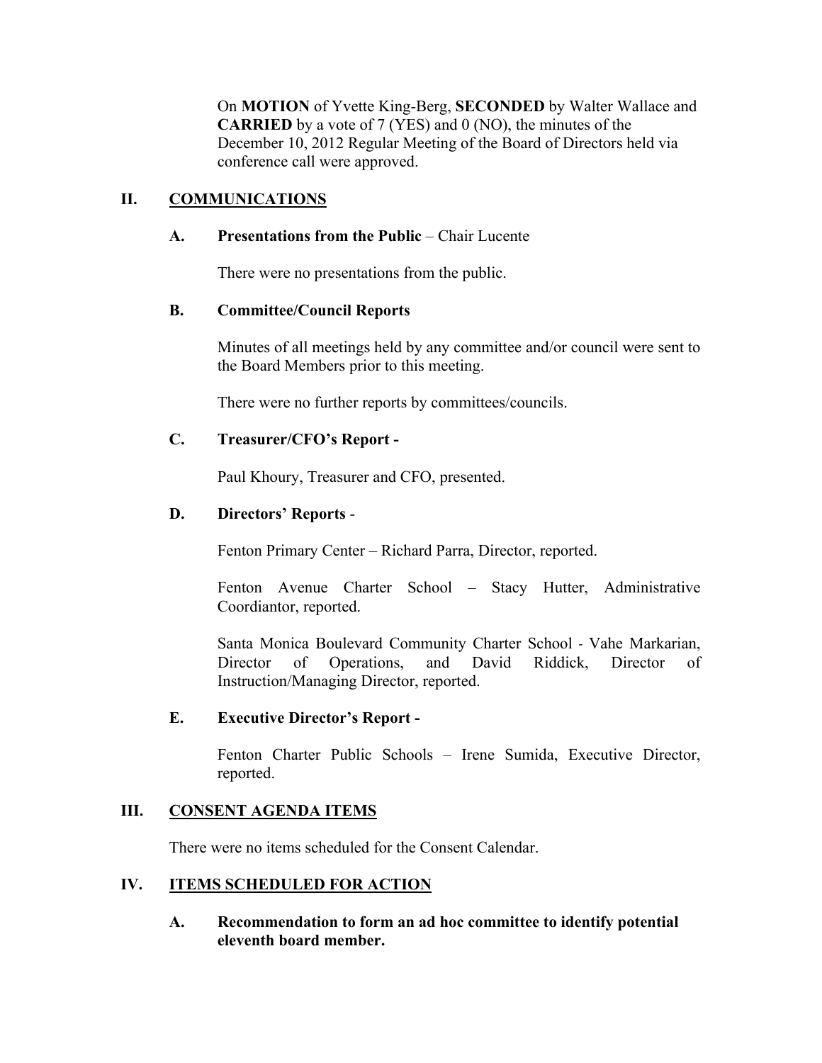On **MOTION** of Yvette King-Berg, **SECONDED** by Walter Wallace and **CARRIED** by a vote of 7 (YES) and 0 (NO), the minutes of the December 10, 2012 Regular Meeting of the Board of Directors held via conference call were approved.

## II. COMMUNICATIONS

### A. Presentations from the Public – Chair Lucente

There were no presentations from the public.

### B. Committee/Council Reports

Minutes of all meetings held by any committee and/or council were sent to the Board Members prior to this meeting.

There were no further reports by committees/councils.

### C. Treasurer/CFO's Report -

Paul Khoury, Treasurer and CFO, presented.

### D. Directors' Reports -

Fenton Primary Center – Richard Parra, Director, reported.

Fenton Avenue Charter School – Stacy Hutter, Administrative Coordiantor, reported.

Santa Monica Boulevard Community Charter School - Vahe Markarian, Director of Operations, and David Riddick, Director of Instruction/Managing Director, reported.

### E. Executive Director's Report -

Fenton Charter Public Schools – Irene Sumida, Executive Director, reported.

## III. CONSENT AGENDA ITEMS

There were no items scheduled for the Consent Calendar.

## IV. ITEMS SCHEDULED FOR ACTION

### A. Recommendation to form an ad hoc committee to identify potential eleventh board member.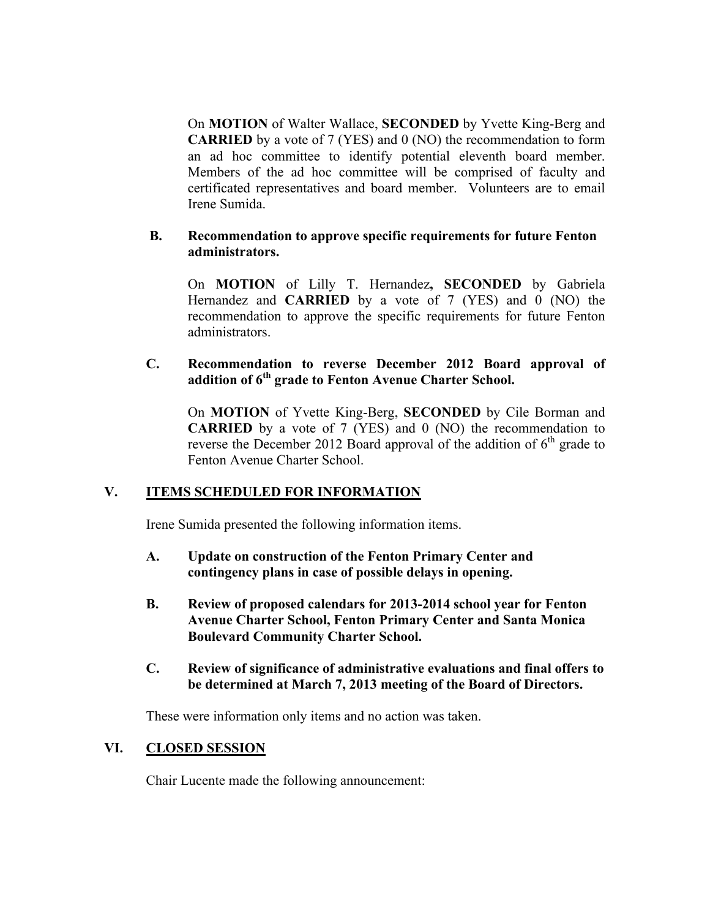On **MOTION** of Walter Wallace, **SECONDED** by Yvette King-Berg and **CARRIED** by a vote of 7 (YES) and 0 (NO) the recommendation to form an ad hoc committee to identify potential eleventh board member. Members of the ad hoc committee will be comprised of faculty and certificated representatives and board member. Volunteers are to email Irene Sumida.

**B. Recommendation to approve specific requirements for future Fenton administrators.**

On **MOTION** of Lilly T. Hernandez**,** **SECONDED** by Gabriela Hernandez and **CARRIED** by a vote of 7 (YES) and 0 (NO) the recommendation to approve the specific requirements for future Fenton administrators.

**C. Recommendation to reverse December 2012 Board approval of addition of 6th grade to Fenton Avenue Charter School.**

On **MOTION** of Yvette King-Berg, **SECONDED** by Cile Borman and **CARRIED** by a vote of 7 (YES) and 0 (NO) the recommendation to reverse the December 2012 Board approval of the addition of 6th grade to Fenton Avenue Charter School.

## V. ITEMS SCHEDULED FOR INFORMATION

Irene Sumida presented the following information items.

**A. Update on construction of the Fenton Primary Center and contingency plans in case of possible delays in opening.**

**B. Review of proposed calendars for 2013-2014 school year for Fenton Avenue Charter School, Fenton Primary Center and Santa Monica Boulevard Community Charter School.**

**C. Review of significance of administrative evaluations and final offers to be determined at March 7, 2013 meeting of the Board of Directors.**

These were information only items and no action was taken.

## VI. CLOSED SESSION

Chair Lucente made the following announcement: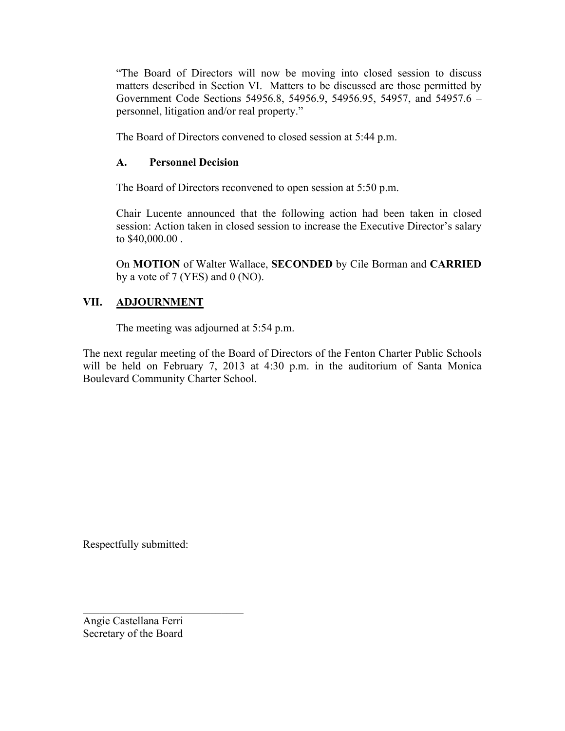"The Board of Directors will now be moving into closed session to discuss matters described in Section VI. Matters to be discussed are those permitted by Government Code Sections 54956.8, 54956.9, 54956.95, 54957, and 54957.6 – personnel, litigation and/or real property."

The Board of Directors convened to closed session at 5:44 p.m.

### A. Personnel Decision

The Board of Directors reconvened to open session at 5:50 p.m.

Chair Lucente announced that the following action had been taken in closed session: Action taken in closed session to increase the Executive Director's salary to $40,000.00 .

On **MOTION** of Walter Wallace, **SECONDED** by Cile Borman and **CARRIED** by a vote of 7 (YES) and 0 (NO).

## VII. ADJOURNMENT

The meeting was adjourned at 5:54 p.m.

The next regular meeting of the Board of Directors of the Fenton Charter Public Schools will be held on February 7, 2013 at 4:30 p.m. in the auditorium of Santa Monica Boulevard Community Charter School.

Respectfully submitted:

______________________________

Angie Castellana Ferri
Secretary of the Board